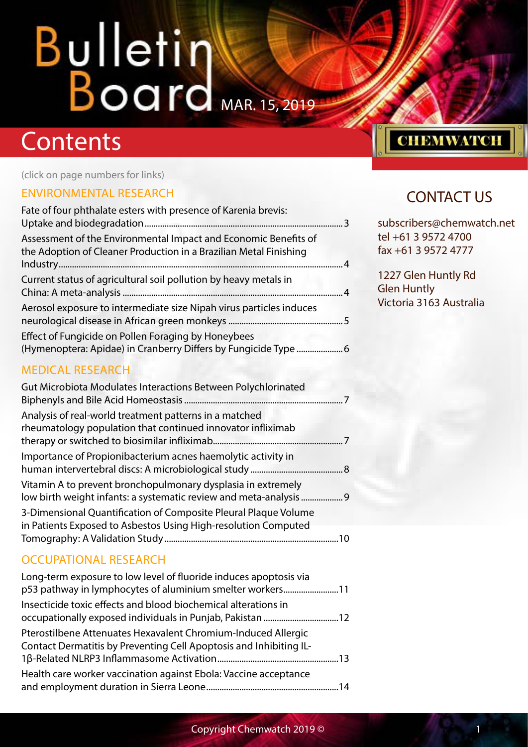# Bulletin Board

MAR. 15, 2019

## Contents

(click on page numbers for links)

### ENVIRONMENTAL RESEARCH

Fate of four phthalate esters with presence of Karenia brevis: Uptake and biodegradation ....................3

Assessment of the Environmental Impact and Economic Benefits of the Adoption of Cleaner Production in a Brazilian Metal Finishing Industry ....................4

Current status of agricultural soil pollution by heavy metals in China: A meta-analysis ....................4

Aerosol exposure to intermediate size Nipah virus particles induces neurological disease in African green monkeys ....................5

Effect of Fungicide on Pollen Foraging by Honeybees (Hymenoptera: Apidae) in Cranberry Differs by Fungicide Type ....................6

### MEDICAL RESEARCH

Gut Microbiota Modulates Interactions Between Polychlorinated Biphenyls and Bile Acid Homeostasis ....................7

Analysis of real-world treatment patterns in a matched rheumatology population that continued innovator infliximab therapy or switched to biosimilar infliximab ....................7

Importance of Propionibacterium acnes haemolytic activity in human intervertebral discs: A microbiological study ....................8

Vitamin A to prevent bronchopulmonary dysplasia in extremely low birth weight infants: a systematic review and meta-analysis ....................9

3-Dimensional Quantification of Composite Pleural Plaque Volume in Patients Exposed to Asbestos Using High-resolution Computed Tomography: A Validation Study ....................10

### OCCUPATIONAL RESEARCH

Long-term exposure to low level of fluoride induces apoptosis via p53 pathway in lymphocytes of aluminium smelter workers ....................11

Insecticide toxic effects and blood biochemical alterations in occupationally exposed individuals in Punjab, Pakistan ....................12

Pterostilbene Attenuates Hexavalent Chromium-Induced Allergic Contact Dermatitis by Preventing Cell Apoptosis and Inhibiting IL-1β-Related NLRP3 Inflammasome Activation ....................13

Health care worker vaccination against Ebola: Vaccine acceptance and employment duration in Sierra Leone ....................14

CHEMWATCH

## CONTACT US

subscribers@chemwatch.net
tel +61 3 9572 4700
fax +61 3 9572 4777

1227 Glen Huntly Rd
Glen Huntly
Victoria 3163 Australia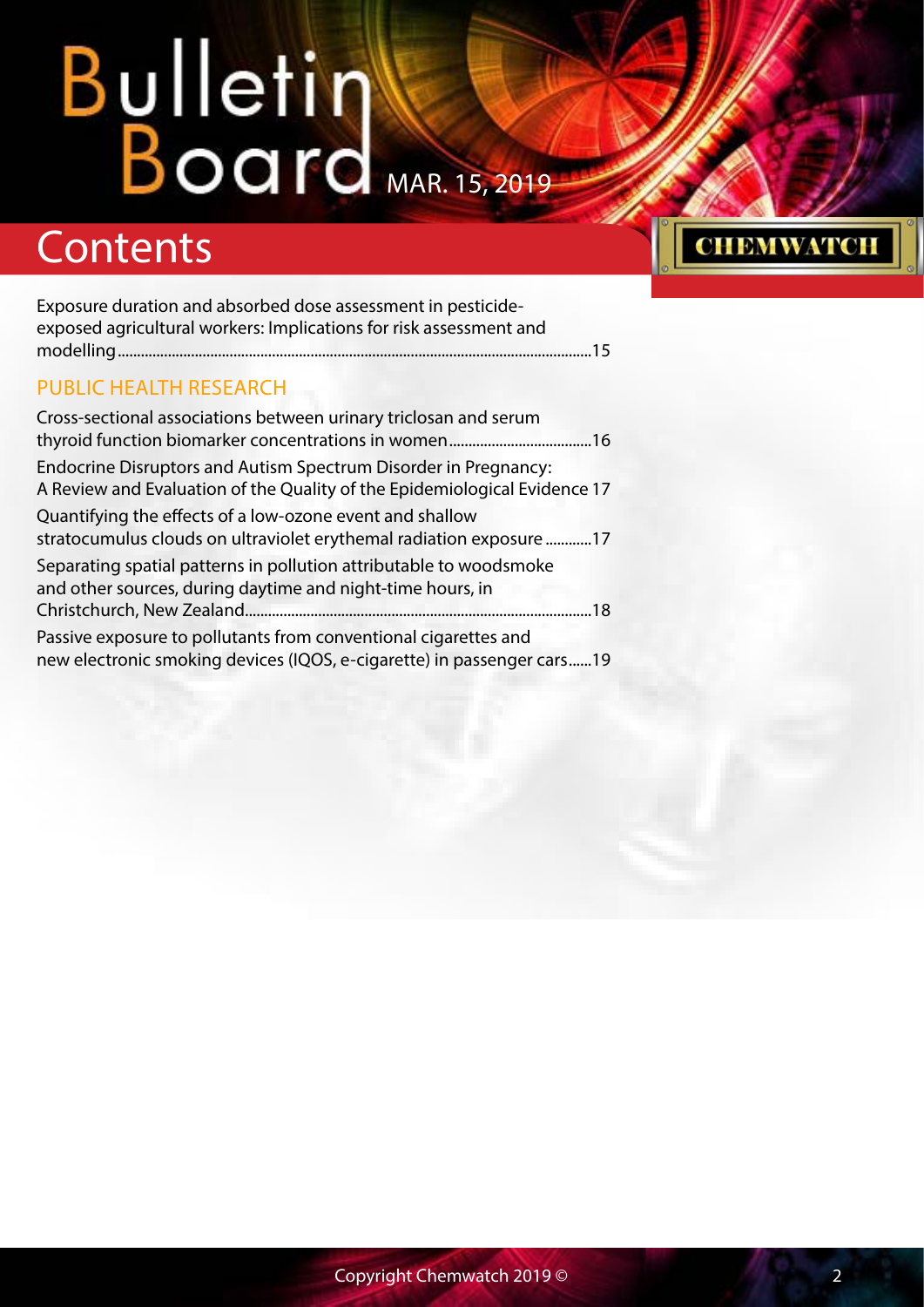## Contents

Exposure duration and absorbed dose assessment in pesticide-exposed agricultural workers: Implications for risk assessment and modelling.......15

### PUBLIC HEALTH RESEARCH

Cross-sectional associations between urinary triclosan and serum thyroid function biomarker concentrations in women.......16

Endocrine Disruptors and Autism Spectrum Disorder in Pregnancy: A Review and Evaluation of the Quality of the Epidemiological Evidence 17

Quantifying the effects of a low-ozone event and shallow stratocumulus clouds on ultraviolet erythemal radiation exposure.......17

Separating spatial patterns in pollution attributable to woodsmoke and other sources, during daytime and night-time hours, in Christchurch, New Zealand.......18

Passive exposure to pollutants from conventional cigarettes and new electronic smoking devices (IQOS, e-cigarette) in passenger cars......19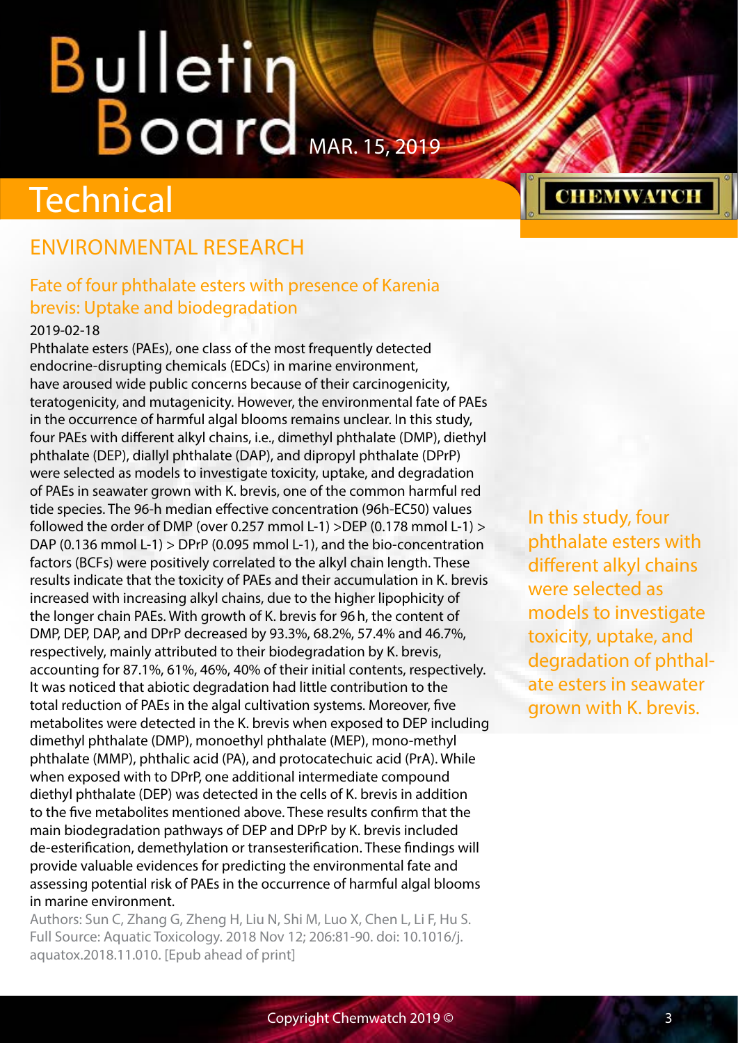# Technical

## ENVIRONMENTAL RESEARCH

### Fate of four phthalate esters with presence of Karenia brevis: Uptake and biodegradation

2019-02-18

Phthalate esters (PAEs), one class of the most frequently detected endocrine-disrupting chemicals (EDCs) in marine environment, have aroused wide public concerns because of their carcinogenicity, teratogenicity, and mutagenicity. However, the environmental fate of PAEs in the occurrence of harmful algal blooms remains unclear. In this study, four PAEs with different alkyl chains, i.e., dimethyl phthalate (DMP), diethyl phthalate (DEP), diallyl phthalate (DAP), and dipropyl phthalate (DPrP) were selected as models to investigate toxicity, uptake, and degradation of PAEs in seawater grown with K. brevis, one of the common harmful red tide species. The 96-h median effective concentration (96h-EC50) values followed the order of DMP (over 0.257 mmol L-1) >DEP (0.178 mmol L-1) > DAP (0.136 mmol L-1) > DPrP (0.095 mmol L-1), and the bio-concentration factors (BCFs) were positively correlated to the alkyl chain length. These results indicate that the toxicity of PAEs and their accumulation in K. brevis increased with increasing alkyl chains, due to the higher lipophicity of the longer chain PAEs. With growth of K. brevis for 96 h, the content of DMP, DEP, DAP, and DPrP decreased by 93.3%, 68.2%, 57.4% and 46.7%, respectively, mainly attributed to their biodegradation by K. brevis, accounting for 87.1%, 61%, 46%, 40% of their initial contents, respectively. It was noticed that abiotic degradation had little contribution to the total reduction of PAEs in the algal cultivation systems. Moreover, five metabolites were detected in the K. brevis when exposed to DEP including dimethyl phthalate (DMP), monoethyl phthalate (MEP), mono-methyl phthalate (MMP), phthalic acid (PA), and protocatechuic acid (PrA). While when exposed with to DPrP, one additional intermediate compound diethyl phthalate (DEP) was detected in the cells of K. brevis in addition to the five metabolites mentioned above. These results confirm that the main biodegradation pathways of DEP and DPrP by K. brevis included de-esterification, demethylation or transesterification. These findings will provide valuable evidences for predicting the environmental fate and assessing potential risk of PAEs in the occurrence of harmful algal blooms in marine environment.

Authors: Sun C, Zhang G, Zheng H, Liu N, Shi M, Luo X, Chen L, Li F, Hu S.

Full Source: Aquatic Toxicology. 2018 Nov 12; 206:81-90. doi: 10.1016/j.aquatox.2018.11.010. [Epub ahead of print]

In this study, four phthalate esters with different alkyl chains were selected as models to investigate toxicity, uptake, and degradation of phthalate esters in seawater grown with K. brevis.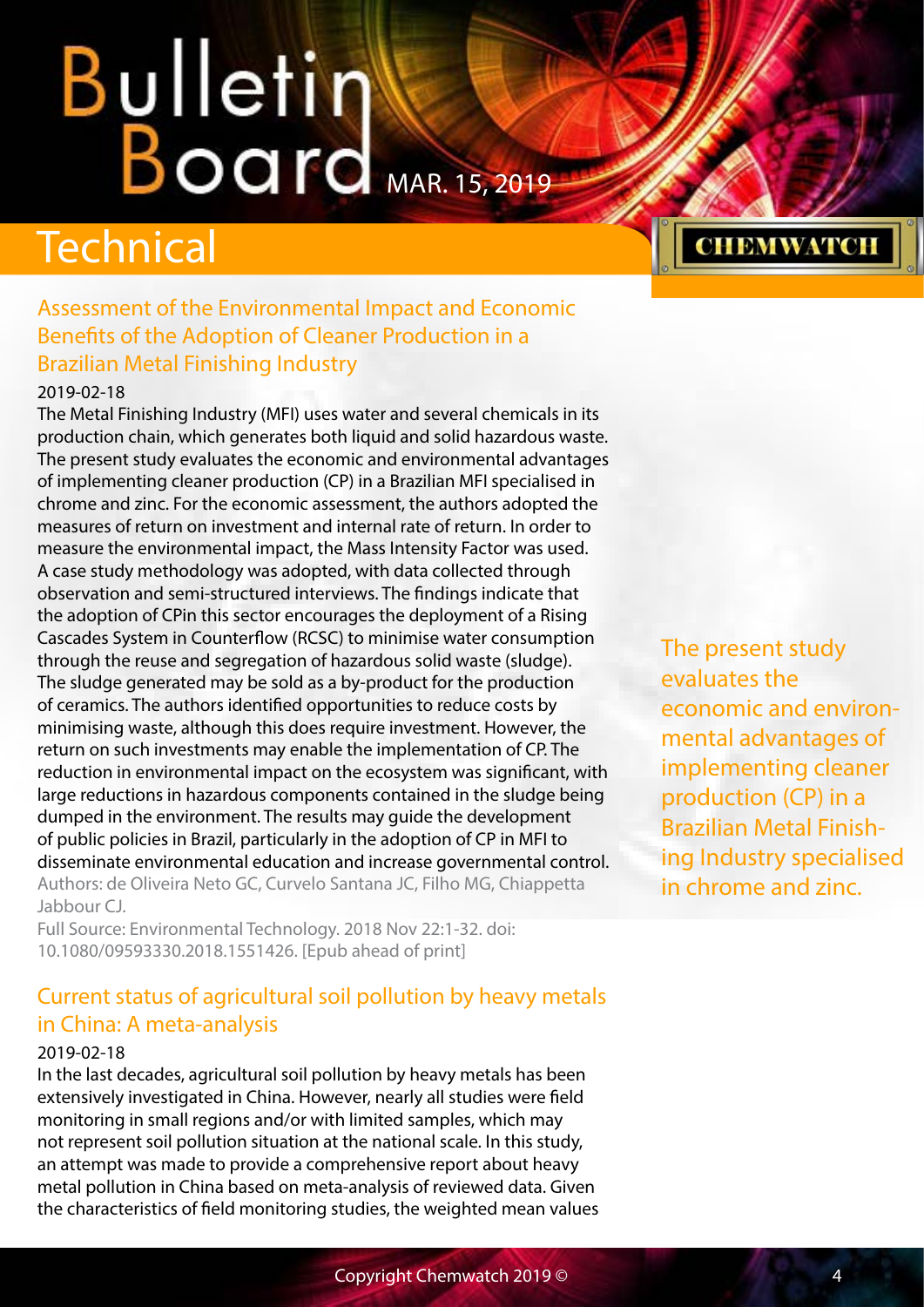# Technical

## Assessment of the Environmental Impact and Economic Benefits of the Adoption of Cleaner Production in a Brazilian Metal Finishing Industry

2019-02-18

The Metal Finishing Industry (MFI) uses water and several chemicals in its production chain, which generates both liquid and solid hazardous waste. The present study evaluates the economic and environmental advantages of implementing cleaner production (CP) in a Brazilian MFI specialised in chrome and zinc. For the economic assessment, the authors adopted the measures of return on investment and internal rate of return. In order to measure the environmental impact, the Mass Intensity Factor was used. A case study methodology was adopted, with data collected through observation and semi-structured interviews. The findings indicate that the adoption of CPin this sector encourages the deployment of a Rising Cascades System in Counterflow (RCSC) to minimise water consumption through the reuse and segregation of hazardous solid waste (sludge). The sludge generated may be sold as a by-product for the production of ceramics. The authors identified opportunities to reduce costs by minimising waste, although this does require investment. However, the return on such investments may enable the implementation of CP. The reduction in environmental impact on the ecosystem was significant, with large reductions in hazardous components contained in the sludge being dumped in the environment. The results may guide the development of public policies in Brazil, particularly in the adoption of CP in MFI to disseminate environmental education and increase governmental control.

Authors: de Oliveira Neto GC, Curvelo Santana JC, Filho MG, Chiappetta Jabbour CJ.

Full Source: Environmental Technology. 2018 Nov 22:1-32. doi: 10.1080/09593330.2018.1551426. [Epub ahead of print]

The present study evaluates the economic and environmental advantages of implementing cleaner production (CP) in a Brazilian Metal Finishing Industry specialised in chrome and zinc.

## Current status of agricultural soil pollution by heavy metals in China: A meta-analysis

2019-02-18

In the last decades, agricultural soil pollution by heavy metals has been extensively investigated in China. However, nearly all studies were field monitoring in small regions and/or with limited samples, which may not represent soil pollution situation at the national scale. In this study, an attempt was made to provide a comprehensive report about heavy metal pollution in China based on meta-analysis of reviewed data. Given the characteristics of field monitoring studies, the weighted mean values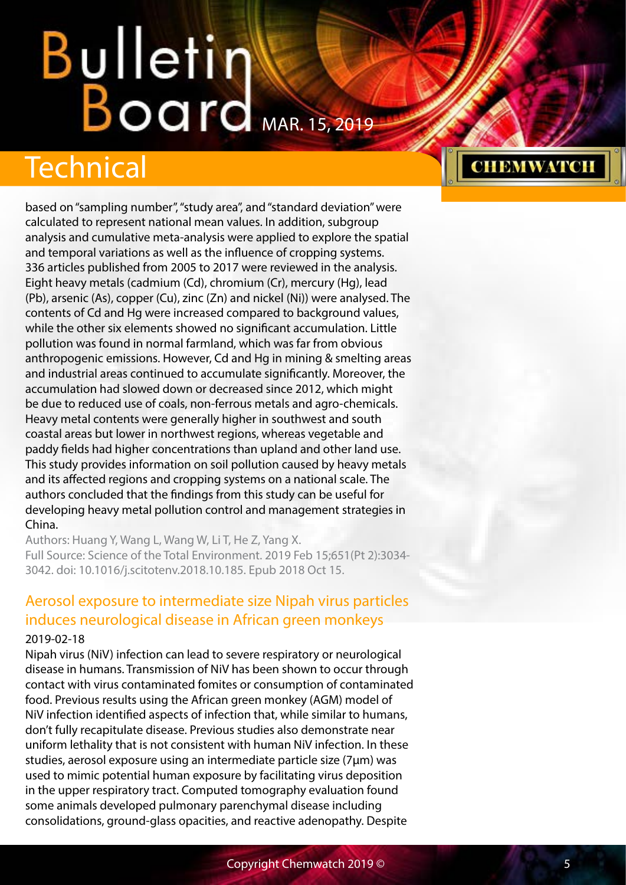based on "sampling number", "study area", and "standard deviation" were calculated to represent national mean values. In addition, subgroup analysis and cumulative meta-analysis were applied to explore the spatial and temporal variations as well as the influence of cropping systems. 336 articles published from 2005 to 2017 were reviewed in the analysis. Eight heavy metals (cadmium (Cd), chromium (Cr), mercury (Hg), lead (Pb), arsenic (As), copper (Cu), zinc (Zn) and nickel (Ni)) were analysed. The contents of Cd and Hg were increased compared to background values, while the other six elements showed no significant accumulation. Little pollution was found in normal farmland, which was far from obvious anthropogenic emissions. However, Cd and Hg in mining & smelting areas and industrial areas continued to accumulate significantly. Moreover, the accumulation had slowed down or decreased since 2012, which might be due to reduced use of coals, non-ferrous metals and agro-chemicals. Heavy metal contents were generally higher in southwest and south coastal areas but lower in northwest regions, whereas vegetable and paddy fields had higher concentrations than upland and other land use. This study provides information on soil pollution caused by heavy metals and its affected regions and cropping systems on a national scale. The authors concluded that the findings from this study can be useful for developing heavy metal pollution control and management strategies in China.

Authors: Huang Y, Wang L, Wang W, Li T, He Z, Yang X.

Full Source: Science of the Total Environment. 2019 Feb 15;651(Pt 2):3034-3042. doi: 10.1016/j.scitotenv.2018.10.185. Epub 2018 Oct 15.

## Aerosol exposure to intermediate size Nipah virus particles induces neurological disease in African green monkeys

2019-02-18

Nipah virus (NiV) infection can lead to severe respiratory or neurological disease in humans. Transmission of NiV has been shown to occur through contact with virus contaminated fomites or consumption of contaminated food. Previous results using the African green monkey (AGM) model of NiV infection identified aspects of infection that, while similar to humans, don't fully recapitulate disease. Previous studies also demonstrate near uniform lethality that is not consistent with human NiV infection. In these studies, aerosol exposure using an intermediate particle size (7μm) was used to mimic potential human exposure by facilitating virus deposition in the upper respiratory tract. Computed tomography evaluation found some animals developed pulmonary parenchymal disease including consolidations, ground-glass opacities, and reactive adenopathy. Despite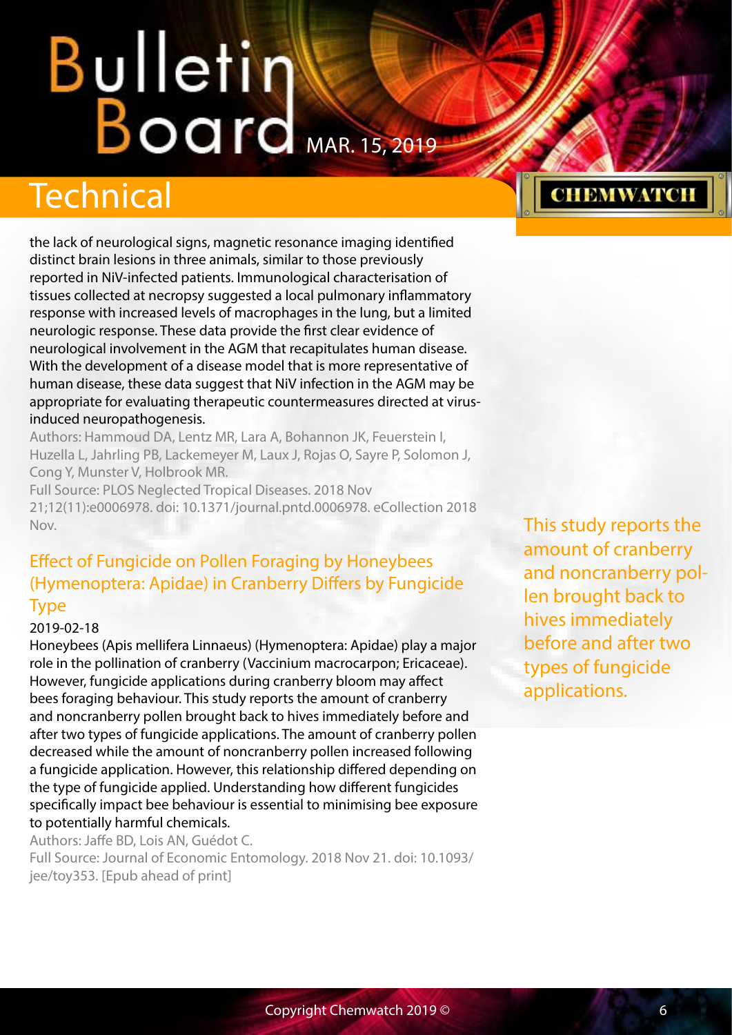the lack of neurological signs, magnetic resonance imaging identified distinct brain lesions in three animals, similar to those previously reported in NiV-infected patients. Immunological characterisation of tissues collected at necropsy suggested a local pulmonary inflammatory response with increased levels of macrophages in the lung, but a limited neurologic response. These data provide the first clear evidence of neurological involvement in the AGM that recapitulates human disease. With the development of a disease model that is more representative of human disease, these data suggest that NiV infection in the AGM may be appropriate for evaluating therapeutic countermeasures directed at virus-induced neuropathogenesis.

Authors: Hammoud DA, Lentz MR, Lara A, Bohannon JK, Feuerstein I, Huzella L, Jahrling PB, Lackemeyer M, Laux J, Rojas O, Sayre P, Solomon J, Cong Y, Munster V, Holbrook MR.

Full Source: PLOS Neglected Tropical Diseases. 2018 Nov 21;12(11):e0006978. doi: 10.1371/journal.pntd.0006978. eCollection 2018 Nov.

## Effect of Fungicide on Pollen Foraging by Honeybees (Hymenoptera: Apidae) in Cranberry Differs by Fungicide Type

2019-02-18

Honeybees (Apis mellifera Linnaeus) (Hymenoptera: Apidae) play a major role in the pollination of cranberry (Vaccinium macrocarpon; Ericaceae). However, fungicide applications during cranberry bloom may affect bees foraging behaviour. This study reports the amount of cranberry and noncranberry pollen brought back to hives immediately before and after two types of fungicide applications. The amount of cranberry pollen decreased while the amount of noncranberry pollen increased following a fungicide application. However, this relationship differed depending on the type of fungicide applied. Understanding how different fungicides specifically impact bee behaviour is essential to minimising bee exposure to potentially harmful chemicals.

Authors: Jaffe BD, Lois AN, Guédot C.

Full Source: Journal of Economic Entomology. 2018 Nov 21. doi: 10.1093/jee/toy353. [Epub ahead of print]

This study reports the amount of cranberry and noncranberry pollen brought back to hives immediately before and after two types of fungicide applications.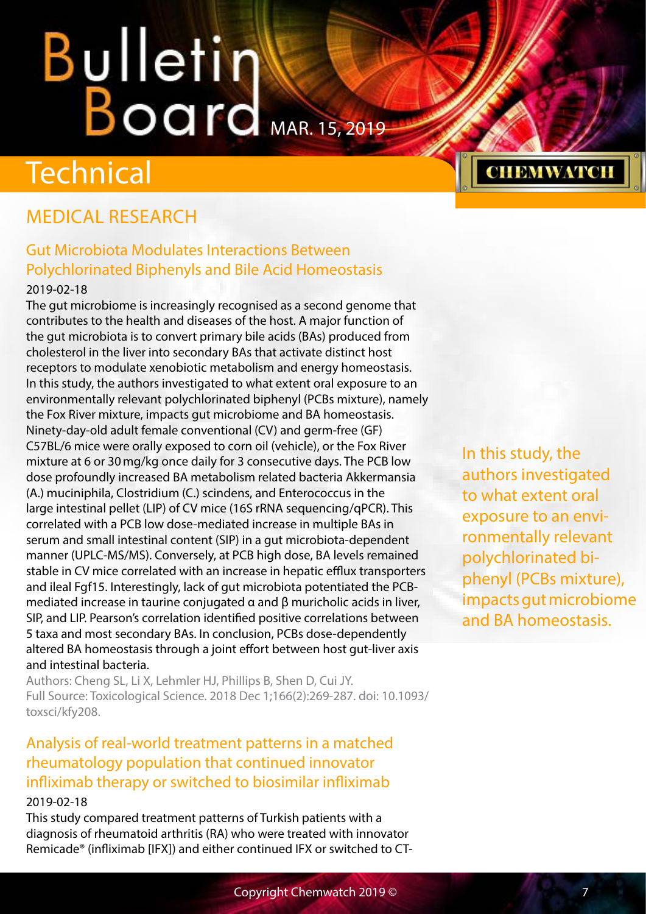# Technical

## MEDICAL RESEARCH

### Gut Microbiota Modulates Interactions Between Polychlorinated Biphenyls and Bile Acid Homeostasis

2019-02-18

The gut microbiome is increasingly recognised as a second genome that contributes to the health and diseases of the host. A major function of the gut microbiota is to convert primary bile acids (BAs) produced from cholesterol in the liver into secondary BAs that activate distinct host receptors to modulate xenobiotic metabolism and energy homeostasis. In this study, the authors investigated to what extent oral exposure to an environmentally relevant polychlorinated biphenyl (PCBs mixture), namely the Fox River mixture, impacts gut microbiome and BA homeostasis. Ninety-day-old adult female conventional (CV) and germ-free (GF) C57BL/6 mice were orally exposed to corn oil (vehicle), or the Fox River mixture at 6 or 30 mg/kg once daily for 3 consecutive days. The PCB low dose profoundly increased BA metabolism related bacteria Akkermansia (A.) muciniphila, Clostridium (C.) scindens, and Enterococcus in the large intestinal pellet (LIP) of CV mice (16S rRNA sequencing/qPCR). This correlated with a PCB low dose-mediated increase in multiple BAs in serum and small intestinal content (SIP) in a gut microbiota-dependent manner (UPLC-MS/MS). Conversely, at PCB high dose, BA levels remained stable in CV mice correlated with an increase in hepatic efflux transporters and ileal Fgf15. Interestingly, lack of gut microbiota potentiated the PCB-mediated increase in taurine conjugated α and β muricholic acids in liver, SIP, and LIP. Pearson's correlation identified positive correlations between 5 taxa and most secondary BAs. In conclusion, PCBs dose-dependently altered BA homeostasis through a joint effort between host gut-liver axis and intestinal bacteria.

Authors: Cheng SL, Li X, Lehmler HJ, Phillips B, Shen D, Cui JY.

Full Source: Toxicological Science. 2018 Dec 1;166(2):269-287. doi: 10.1093/toxsci/kfy208.

> In this study, the authors investigated to what extent oral exposure to an environmentally relevant polychlorinated biphenyl (PCBs mixture), impacts gut microbiome and BA homeostasis.

### Analysis of real-world treatment patterns in a matched rheumatology population that continued innovator infliximab therapy or switched to biosimilar infliximab

2019-02-18

This study compared treatment patterns of Turkish patients with a diagnosis of rheumatoid arthritis (RA) who were treated with innovator Remicade® (infliximab [IFX]) and either continued IFX or switched to CT-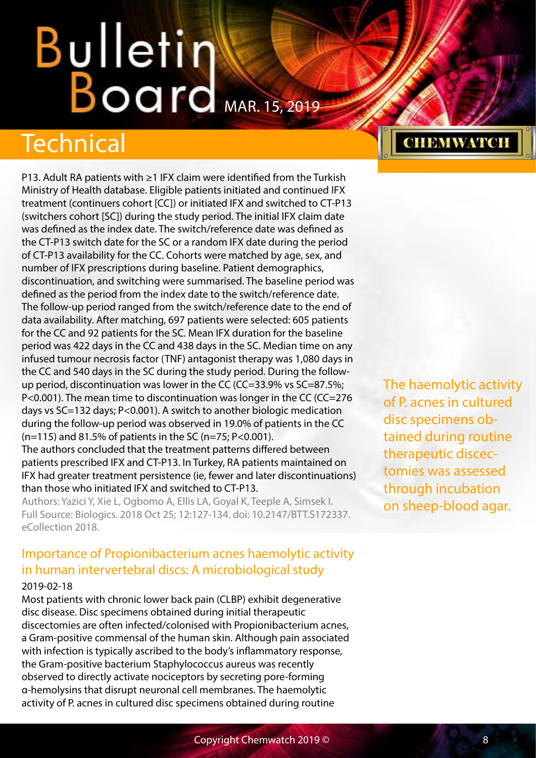P13. Adult RA patients with ≥1 IFX claim were identified from the Turkish Ministry of Health database. Eligible patients initiated and continued IFX treatment (continuers cohort [CC]) or initiated IFX and switched to CT-P13 (switchers cohort [SC]) during the study period. The initial IFX claim date was defined as the index date. The switch/reference date was defined as the CT-P13 switch date for the SC or a random IFX date during the period of CT-P13 availability for the CC. Cohorts were matched by age, sex, and number of IFX prescriptions during baseline. Patient demographics, discontinuation, and switching were summarised. The baseline period was defined as the period from the index date to the switch/reference date. The follow-up period ranged from the switch/reference date to the end of data availability. After matching, 697 patients were selected: 605 patients for the CC and 92 patients for the SC. Mean IFX duration for the baseline period was 422 days in the CC and 438 days in the SC. Median time on any infused tumour necrosis factor (TNF) antagonist therapy was 1,080 days in the CC and 540 days in the SC during the study period. During the follow-up period, discontinuation was lower in the CC (CC=33.9% vs SC=87.5%; $P<0.001$). The mean time to discontinuation was longer in the CC (CC=276 days vs SC=132 days; $P<0.001$). A switch to another biologic medication during the follow-up period was observed in 19.0% of patients in the CC (n=115) and 81.5% of patients in the SC (n=75; $P<0.001$).

The authors concluded that the treatment patterns differed between patients prescribed IFX and CT-P13. In Turkey, RA patients maintained on IFX had greater treatment persistence (ie, fewer and later discontinuations) than those who initiated IFX and switched to CT-P13.

Authors: Yazici Y, Xie L, Ogbomo A, Ellis LA, Goyal K, Teeple A, Simsek I.
Full Source: Biologics. 2018 Oct 25; 12:127-134. doi: 10.2147/BTT.S172337. eCollection 2018.

## Importance of Propionibacterium acnes haemolytic activity in human intervertebral discs: A microbiological study

2019-02-18

Most patients with chronic lower back pain (CLBP) exhibit degenerative disc disease. Disc specimens obtained during initial therapeutic discectomies are often infected/colonised with Propionibacterium acnes, a Gram-positive commensal of the human skin. Although pain associated with infection is typically ascribed to the body's inflammatory response, the Gram-positive bacterium Staphylococcus aureus was recently observed to directly activate nociceptors by secreting pore-forming α-hemolysins that disrupt neuronal cell membranes. The haemolytic activity of P. acnes in cultured disc specimens obtained during routine

> The haemolytic activity of P. acnes in cultured disc specimens obtained during routine therapeutic discectomies was assessed through incubation on sheep-blood agar.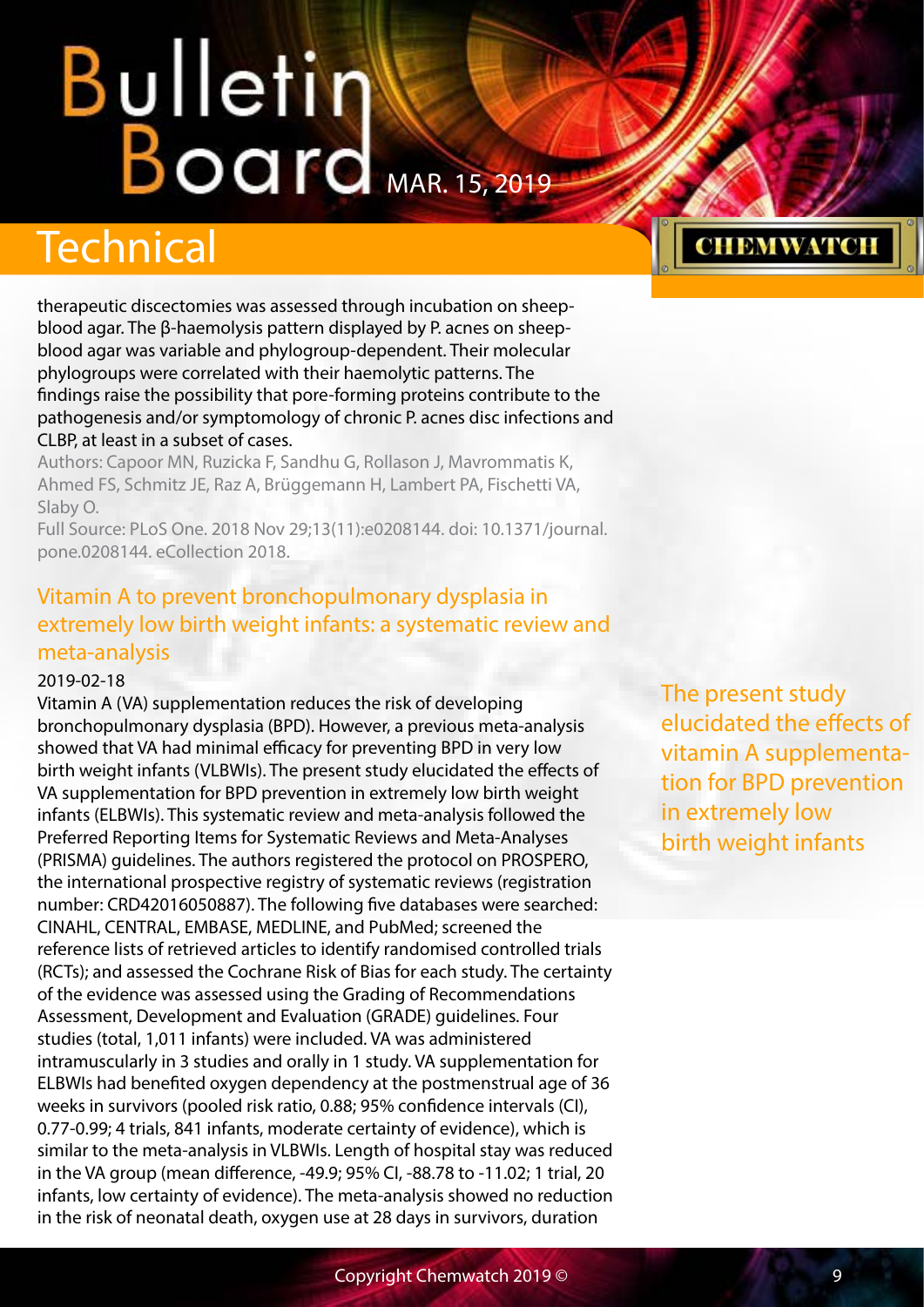therapeutic discectomies was assessed through incubation on sheep-blood agar. The β-haemolysis pattern displayed by P. acnes on sheep-blood agar was variable and phylogroup-dependent. Their molecular phylogroups were correlated with their haemolytic patterns. The findings raise the possibility that pore-forming proteins contribute to the pathogenesis and/or symptomology of chronic P. acnes disc infections and CLBP, at least in a subset of cases.

Authors: Capoor MN, Ruzicka F, Sandhu G, Rollason J, Mavrommatis K, Ahmed FS, Schmitz JE, Raz A, Brüggemann H, Lambert PA, Fischetti VA, Slaby O.

Full Source: PLoS One. 2018 Nov 29;13(11):e0208144. doi: 10.1371/journal.pone.0208144. eCollection 2018.

## Vitamin A to prevent bronchopulmonary dysplasia in extremely low birth weight infants: a systematic review and meta-analysis

2019-02-18

Vitamin A (VA) supplementation reduces the risk of developing bronchopulmonary dysplasia (BPD). However, a previous meta-analysis showed that VA had minimal efficacy for preventing BPD in very low birth weight infants (VLBWIs). The present study elucidated the effects of VA supplementation for BPD prevention in extremely low birth weight infants (ELBWIs). This systematic review and meta-analysis followed the Preferred Reporting Items for Systematic Reviews and Meta-Analyses (PRISMA) guidelines. The authors registered the protocol on PROSPERO, the international prospective registry of systematic reviews (registration number: CRD42016050887). The following five databases were searched: CINAHL, CENTRAL, EMBASE, MEDLINE, and PubMed; screened the reference lists of retrieved articles to identify randomised controlled trials (RCTs); and assessed the Cochrane Risk of Bias for each study. The certainty of the evidence was assessed using the Grading of Recommendations Assessment, Development and Evaluation (GRADE) guidelines. Four studies (total, 1,011 infants) were included. VA was administered intramuscularly in 3 studies and orally in 1 study. VA supplementation for ELBWIs had benefited oxygen dependency at the postmenstrual age of 36 weeks in survivors (pooled risk ratio, 0.88; 95% confidence intervals (CI), 0.77-0.99; 4 trials, 841 infants, moderate certainty of evidence), which is similar to the meta-analysis in VLBWIs. Length of hospital stay was reduced in the VA group (mean difference, -49.9; 95% CI, -88.78 to -11.02; 1 trial, 20 infants, low certainty of evidence). The meta-analysis showed no reduction in the risk of neonatal death, oxygen use at 28 days in survivors, duration

The present study elucidated the effects of vitamin A supplementation for BPD prevention in extremely low birth weight infants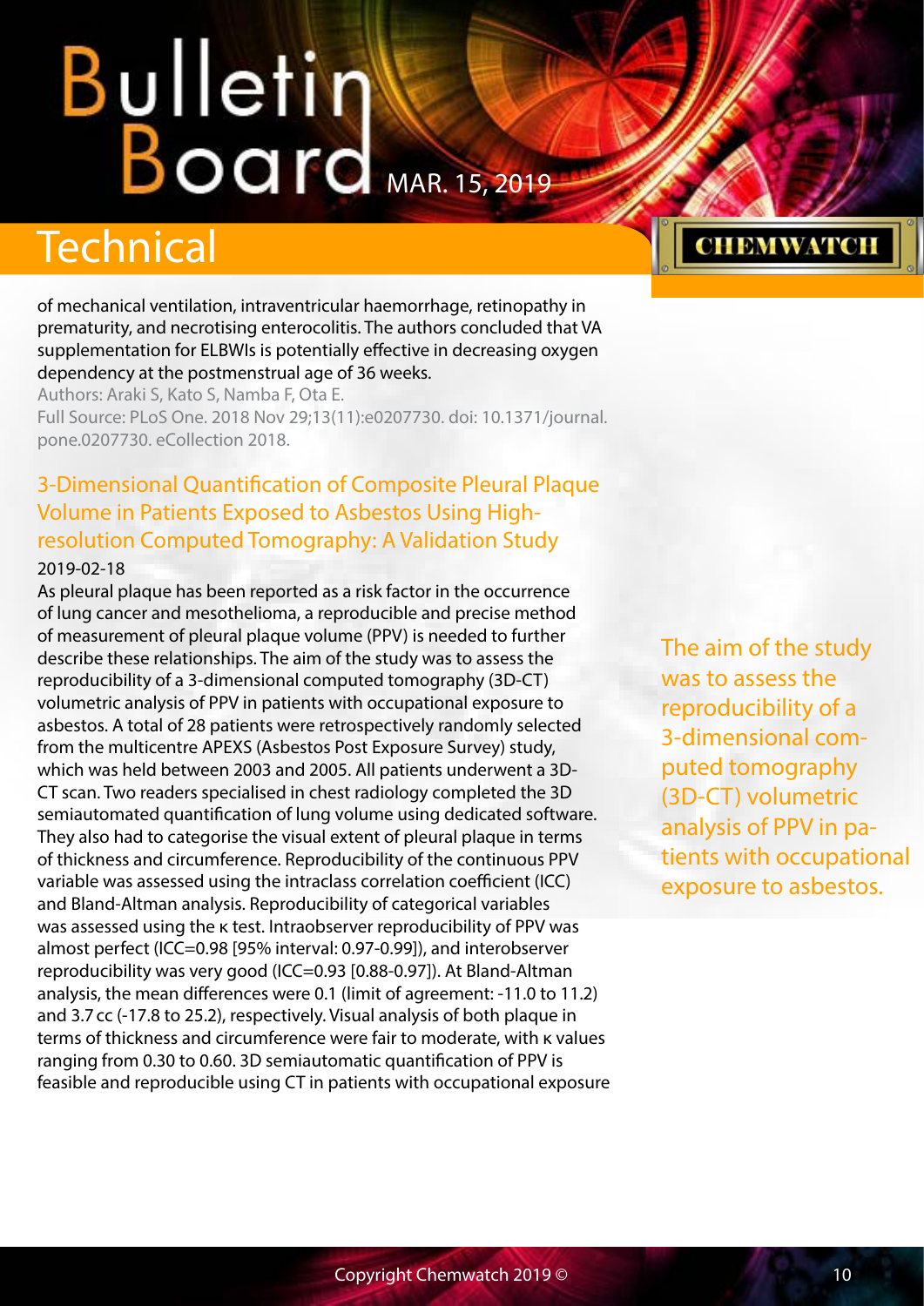of mechanical ventilation, intraventricular haemorrhage, retinopathy in prematurity, and necrotising enterocolitis. The authors concluded that VA supplementation for ELBWIs is potentially effective in decreasing oxygen dependency at the postmenstrual age of 36 weeks.

Authors: Araki S, Kato S, Namba F, Ota E.

Full Source: PLoS One. 2018 Nov 29;13(11):e0207730. doi: 10.1371/journal.pone.0207730. eCollection 2018.

## 3-Dimensional Quantification of Composite Pleural Plaque Volume in Patients Exposed to Asbestos Using High-resolution Computed Tomography: A Validation Study

2019-02-18

As pleural plaque has been reported as a risk factor in the occurrence of lung cancer and mesothelioma, a reproducible and precise method of measurement of pleural plaque volume (PPV) is needed to further describe these relationships. The aim of the study was to assess the reproducibility of a 3-dimensional computed tomography (3D-CT) volumetric analysis of PPV in patients with occupational exposure to asbestos. A total of 28 patients were retrospectively randomly selected from the multicentre APEXS (Asbestos Post Exposure Survey) study, which was held between 2003 and 2005. All patients underwent a 3D-CT scan. Two readers specialised in chest radiology completed the 3D semiautomated quantification of lung volume using dedicated software. They also had to categorise the visual extent of pleural plaque in terms of thickness and circumference. Reproducibility of the continuous PPV variable was assessed using the intraclass correlation coefficient (ICC) and Bland-Altman analysis. Reproducibility of categorical variables was assessed using the κ test. Intraobserver reproducibility of PPV was almost perfect (ICC=0.98 [95% interval: 0.97-0.99]), and interobserver reproducibility was very good (ICC=0.93 [0.88-0.97]). At Bland-Altman analysis, the mean differences were 0.1 (limit of agreement: -11.0 to 11.2) and 3.7 cc (-17.8 to 25.2), respectively. Visual analysis of both plaque in terms of thickness and circumference were fair to moderate, with κ values ranging from 0.30 to 0.60. 3D semiautomatic quantification of PPV is feasible and reproducible using CT in patients with occupational exposure

The aim of the study was to assess the reproducibility of a 3-dimensional computed tomography (3D-CT) volumetric analysis of PPV in patients with occupational exposure to asbestos.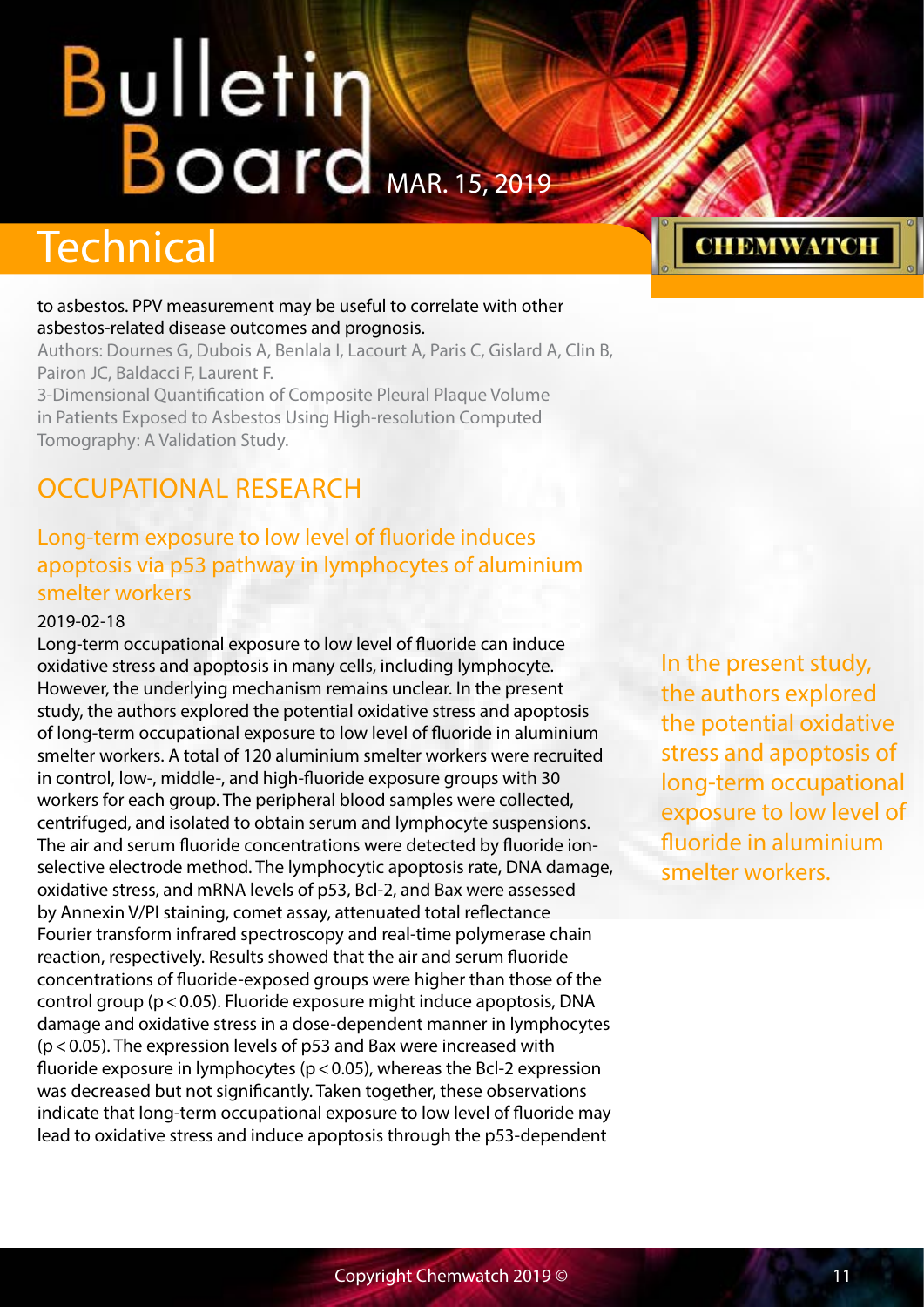to asbestos. PPV measurement may be useful to correlate with other asbestos-related disease outcomes and prognosis.

Authors: Dournes G, Dubois A, Benlala I, Lacourt A, Paris C, Gislard A, Clin B, Pairon JC, Baldacci F, Laurent F.

3-Dimensional Quantification of Composite Pleural Plaque Volume in Patients Exposed to Asbestos Using High-resolution Computed Tomography: A Validation Study.

## OCCUPATIONAL RESEARCH

### Long-term exposure to low level of fluoride induces apoptosis via p53 pathway in lymphocytes of aluminium smelter workers

2019-02-18

Long-term occupational exposure to low level of fluoride can induce oxidative stress and apoptosis in many cells, including lymphocyte. However, the underlying mechanism remains unclear. In the present study, the authors explored the potential oxidative stress and apoptosis of long-term occupational exposure to low level of fluoride in aluminium smelter workers. A total of 120 aluminium smelter workers were recruited in control, low-, middle-, and high-fluoride exposure groups with 30 workers for each group. The peripheral blood samples were collected, centrifuged, and isolated to obtain serum and lymphocyte suspensions. The air and serum fluoride concentrations were detected by fluoride ion-selective electrode method. The lymphocytic apoptosis rate, DNA damage, oxidative stress, and mRNA levels of p53, Bcl-2, and Bax were assessed by Annexin V/PI staining, comet assay, attenuated total reflectance Fourier transform infrared spectroscopy and real-time polymerase chain reaction, respectively. Results showed that the air and serum fluoride concentrations of fluoride-exposed groups were higher than those of the control group ($p < 0.05$). Fluoride exposure might induce apoptosis, DNA damage and oxidative stress in a dose-dependent manner in lymphocytes ($p < 0.05$). The expression levels of p53 and Bax were increased with fluoride exposure in lymphocytes ($p < 0.05$), whereas the Bcl-2 expression was decreased but not significantly. Taken together, these observations indicate that long-term occupational exposure to low level of fluoride may lead to oxidative stress and induce apoptosis through the p53-dependent

In the present study, the authors explored the potential oxidative stress and apoptosis of long-term occupational exposure to low level of fluoride in aluminium smelter workers.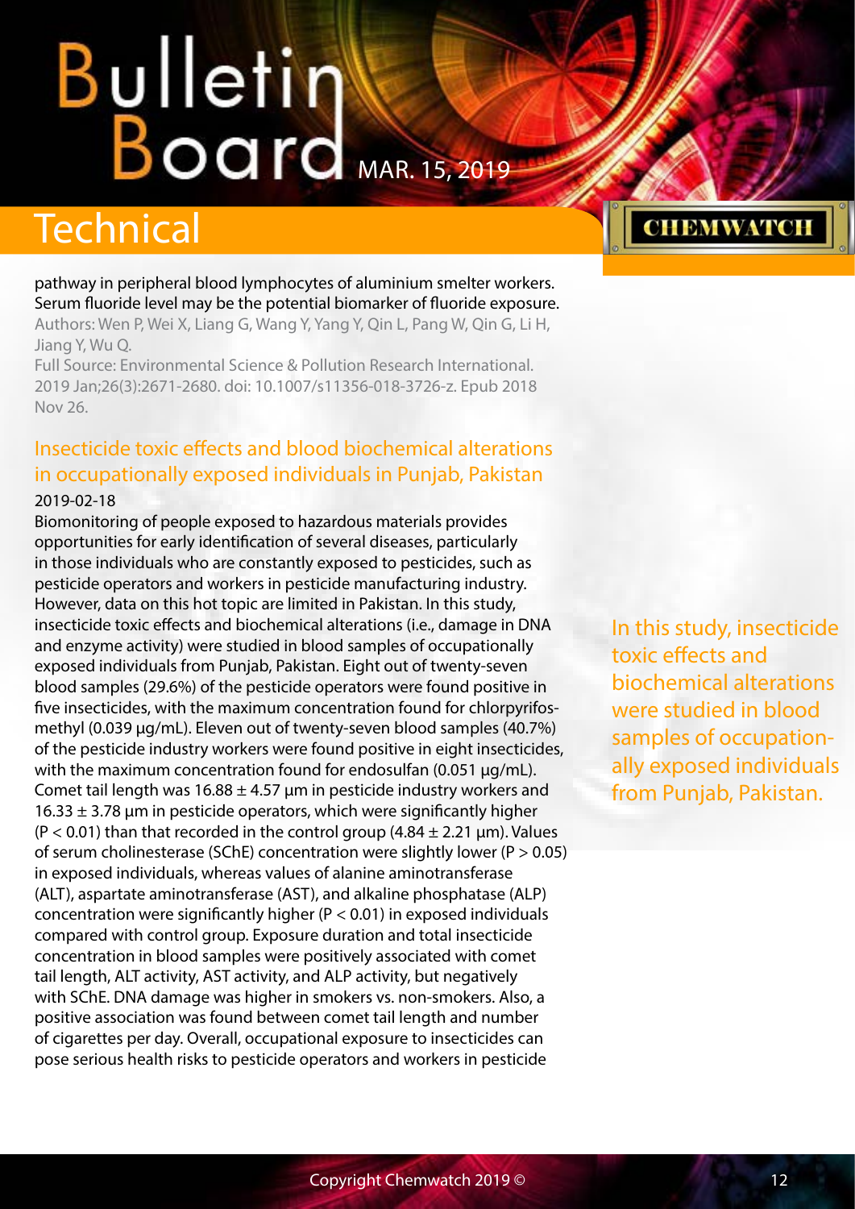pathway in peripheral blood lymphocytes of aluminium smelter workers. Serum fluoride level may be the potential biomarker of fluoride exposure.

Authors: Wen P, Wei X, Liang G, Wang Y, Yang Y, Qin L, Pang W, Qin G, Li H, Jiang Y, Wu Q.

Full Source: Environmental Science & Pollution Research International. 2019 Jan;26(3):2671-2680. doi: 10.1007/s11356-018-3726-z. Epub 2018 Nov 26.

## Insecticide toxic effects and blood biochemical alterations in occupationally exposed individuals in Punjab, Pakistan

2019-02-18

Biomonitoring of people exposed to hazardous materials provides opportunities for early identification of several diseases, particularly in those individuals who are constantly exposed to pesticides, such as pesticide operators and workers in pesticide manufacturing industry. However, data on this hot topic are limited in Pakistan. In this study, insecticide toxic effects and biochemical alterations (i.e., damage in DNA and enzyme activity) were studied in blood samples of occupationally exposed individuals from Punjab, Pakistan. Eight out of twenty-seven blood samples (29.6%) of the pesticide operators were found positive in five insecticides, with the maximum concentration found for chlorpyrifos-methyl (0.039 µg/mL). Eleven out of twenty-seven blood samples (40.7%) of the pesticide industry workers were found positive in eight insecticides, with the maximum concentration found for endosulfan (0.051 µg/mL). Comet tail length was $16.88 \pm 4.57$ µm in pesticide industry workers and $16.33 \pm 3.78$ µm in pesticide operators, which were significantly higher ($P < 0.01$) than that recorded in the control group ($4.84 \pm 2.21$ µm). Values of serum cholinesterase (SChE) concentration were slightly lower ($P > 0.05$) in exposed individuals, whereas values of alanine aminotransferase (ALT), aspartate aminotransferase (AST), and alkaline phosphatase (ALP) concentration were significantly higher ($P < 0.01$) in exposed individuals compared with control group. Exposure duration and total insecticide concentration in blood samples were positively associated with comet tail length, ALT activity, AST activity, and ALP activity, but negatively with SChE. DNA damage was higher in smokers vs. non-smokers. Also, a positive association was found between comet tail length and number of cigarettes per day. Overall, occupational exposure to insecticides can pose serious health risks to pesticide operators and workers in pesticide

In this study, insecticide toxic effects and biochemical alterations were studied in blood samples of occupationally exposed individuals from Punjab, Pakistan.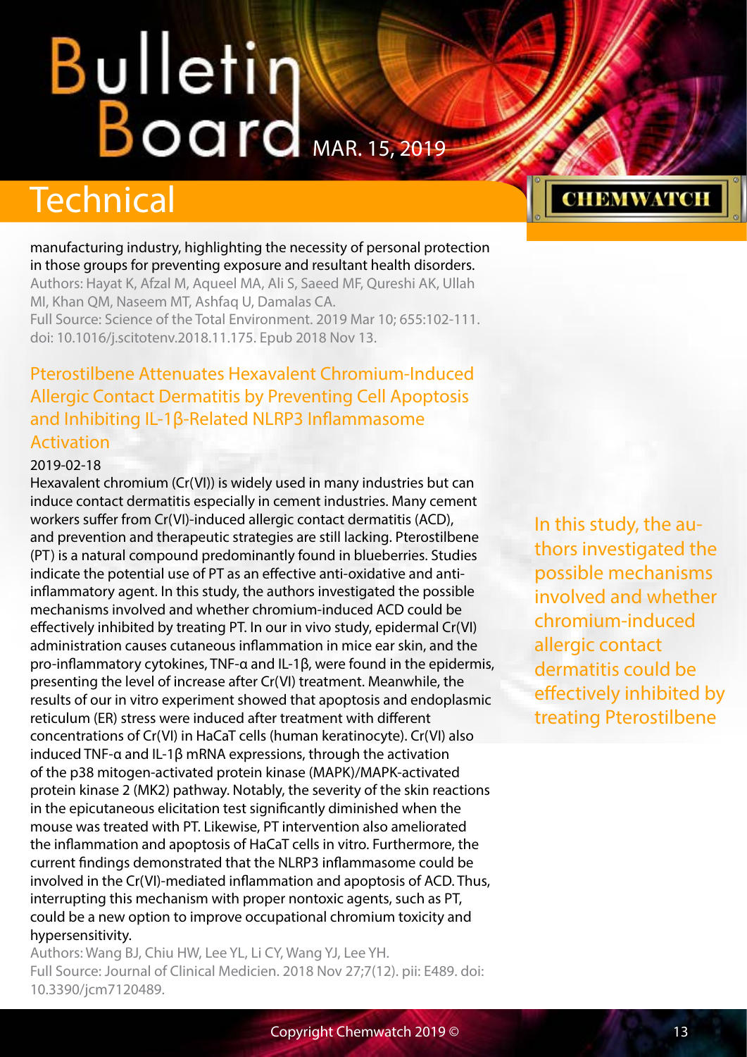manufacturing industry, highlighting the necessity of personal protection in those groups for preventing exposure and resultant health disorders.

Authors: Hayat K, Afzal M, Aqueel MA, Ali S, Saeed MF, Qureshi AK, Ullah MI, Khan QM, Naseem MT, Ashfaq U, Damalas CA.

Full Source: Science of the Total Environment. 2019 Mar 10; 655:102-111. doi: 10.1016/j.scitotenv.2018.11.175. Epub 2018 Nov 13.

## Pterostilbene Attenuates Hexavalent Chromium-Induced Allergic Contact Dermatitis by Preventing Cell Apoptosis and Inhibiting IL-1β-Related NLRP3 Inflammasome Activation

2019-02-18

Hexavalent chromium (Cr(VI)) is widely used in many industries but can induce contact dermatitis especially in cement industries. Many cement workers suffer from Cr(VI)-induced allergic contact dermatitis (ACD), and prevention and therapeutic strategies are still lacking. Pterostilbene (PT) is a natural compound predominantly found in blueberries. Studies indicate the potential use of PT as an effective anti-oxidative and anti-inflammatory agent. In this study, the authors investigated the possible mechanisms involved and whether chromium-induced ACD could be effectively inhibited by treating PT. In our in vivo study, epidermal Cr(VI) administration causes cutaneous inflammation in mice ear skin, and the pro-inflammatory cytokines, TNF-α and IL-1β, were found in the epidermis, presenting the level of increase after Cr(VI) treatment. Meanwhile, the results of our in vitro experiment showed that apoptosis and endoplasmic reticulum (ER) stress were induced after treatment with different concentrations of Cr(VI) in HaCaT cells (human keratinocyte). Cr(VI) also induced TNF-α and IL-1β mRNA expressions, through the activation of the p38 mitogen-activated protein kinase (MAPK)/MAPK-activated protein kinase 2 (MK2) pathway. Notably, the severity of the skin reactions in the epicutaneous elicitation test significantly diminished when the mouse was treated with PT. Likewise, PT intervention also ameliorated the inflammation and apoptosis of HaCaT cells in vitro. Furthermore, the current findings demonstrated that the NLRP3 inflammasome could be involved in the Cr(VI)-mediated inflammation and apoptosis of ACD. Thus, interrupting this mechanism with proper nontoxic agents, such as PT, could be a new option to improve occupational chromium toxicity and hypersensitivity.

Authors: Wang BJ, Chiu HW, Lee YL, Li CY, Wang YJ, Lee YH.

Full Source: Journal of Clinical Medicien. 2018 Nov 27;7(12). pii: E489. doi: 10.3390/jcm7120489.

In this study, the authors investigated the possible mechanisms involved and whether chromium-induced allergic contact dermatitis could be effectively inhibited by treating Pterostilbene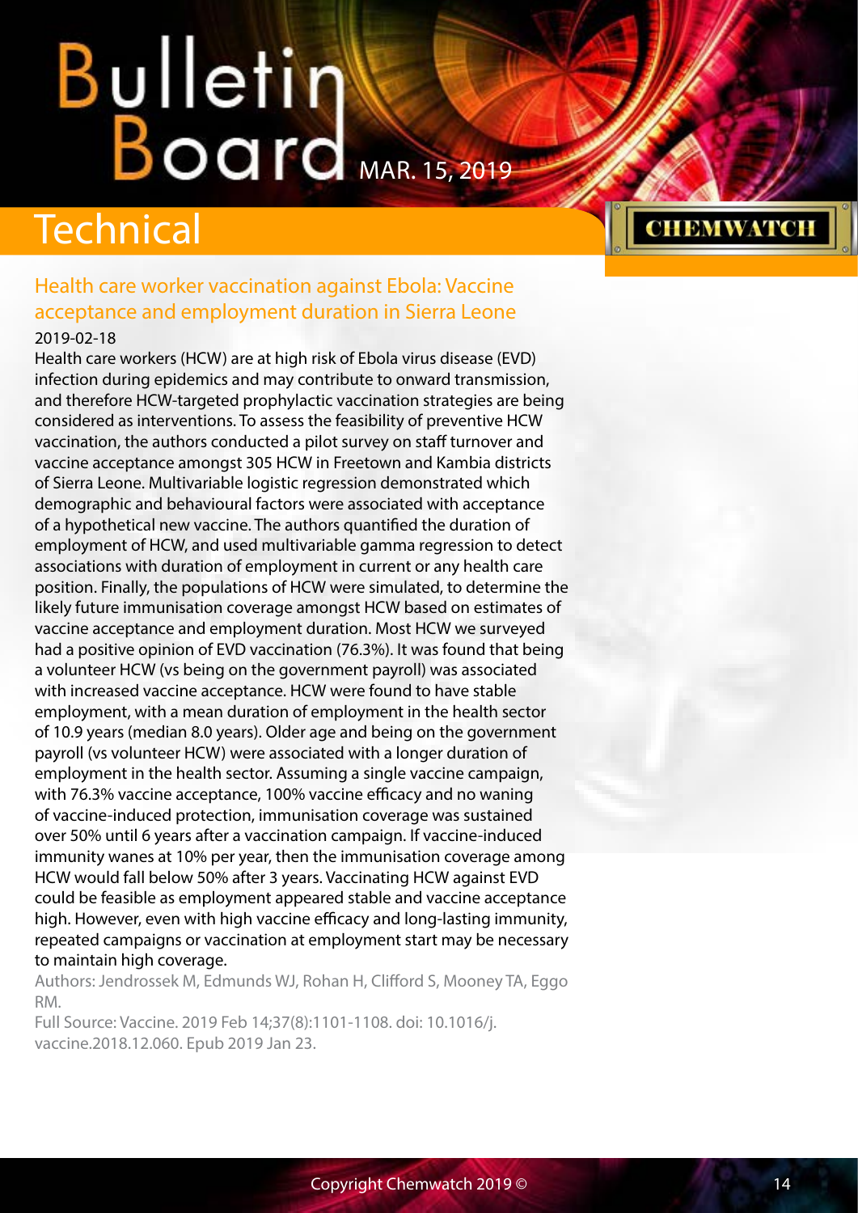## Technical

### Health care worker vaccination against Ebola: Vaccine acceptance and employment duration in Sierra Leone

2019-02-18

Health care workers (HCW) are at high risk of Ebola virus disease (EVD) infection during epidemics and may contribute to onward transmission, and therefore HCW-targeted prophylactic vaccination strategies are being considered as interventions. To assess the feasibility of preventive HCW vaccination, the authors conducted a pilot survey on staff turnover and vaccine acceptance amongst 305 HCW in Freetown and Kambia districts of Sierra Leone. Multivariable logistic regression demonstrated which demographic and behavioural factors were associated with acceptance of a hypothetical new vaccine. The authors quantified the duration of employment of HCW, and used multivariable gamma regression to detect associations with duration of employment in current or any health care position. Finally, the populations of HCW were simulated, to determine the likely future immunisation coverage amongst HCW based on estimates of vaccine acceptance and employment duration. Most HCW we surveyed had a positive opinion of EVD vaccination (76.3%). It was found that being a volunteer HCW (vs being on the government payroll) was associated with increased vaccine acceptance. HCW were found to have stable employment, with a mean duration of employment in the health sector of 10.9 years (median 8.0 years). Older age and being on the government payroll (vs volunteer HCW) were associated with a longer duration of employment in the health sector. Assuming a single vaccine campaign, with 76.3% vaccine acceptance, 100% vaccine efficacy and no waning of vaccine-induced protection, immunisation coverage was sustained over 50% until 6 years after a vaccination campaign. If vaccine-induced immunity wanes at 10% per year, then the immunisation coverage among HCW would fall below 50% after 3 years. Vaccinating HCW against EVD could be feasible as employment appeared stable and vaccine acceptance high. However, even with high vaccine efficacy and long-lasting immunity, repeated campaigns or vaccination at employment start may be necessary to maintain high coverage.

Authors: Jendrossek M, Edmunds WJ, Rohan H, Clifford S, Mooney TA, Eggo RM.

Full Source: Vaccine. 2019 Feb 14;37(8):1101-1108. doi: 10.1016/j.vaccine.2018.12.060. Epub 2019 Jan 23.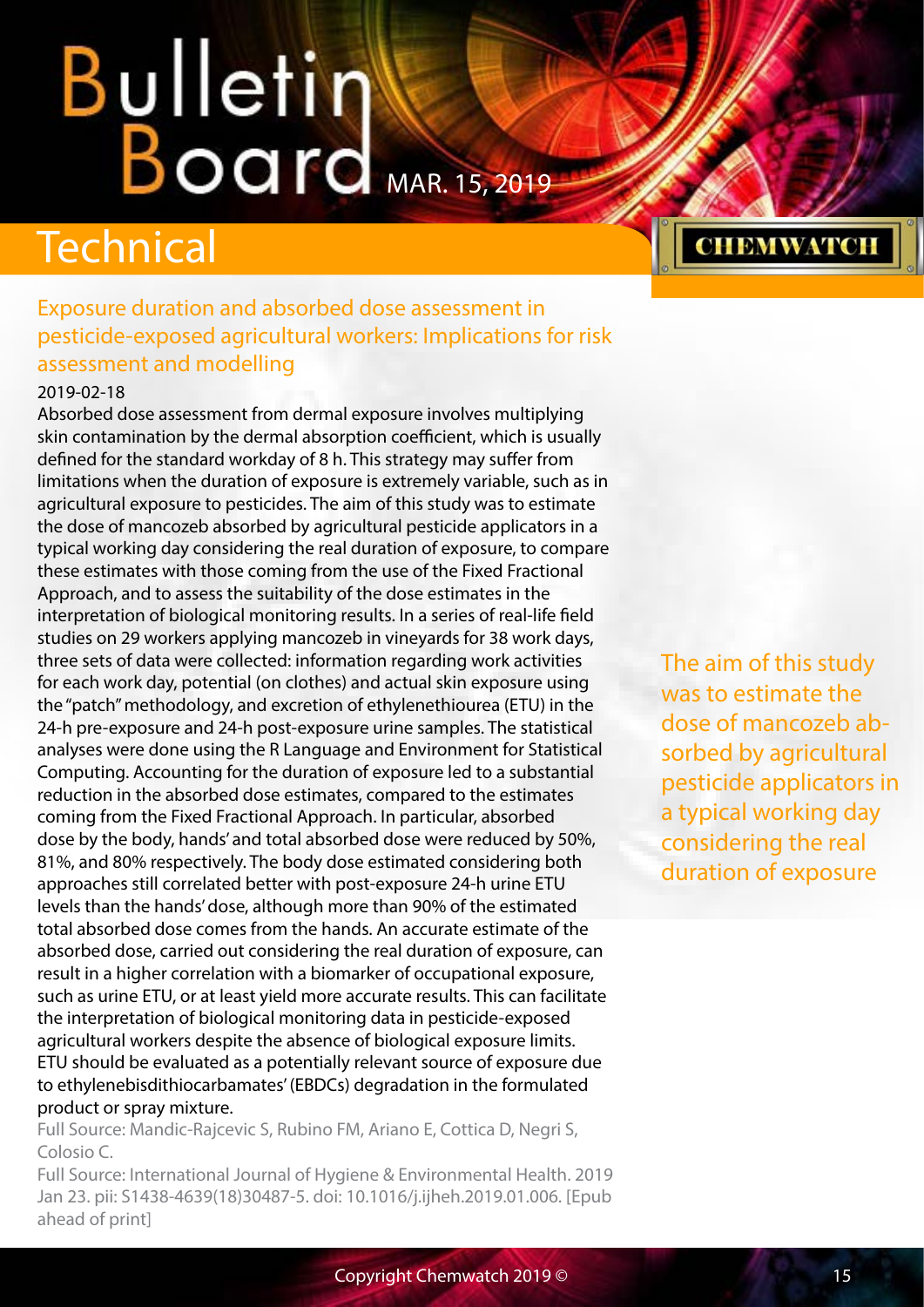## Technical

### Exposure duration and absorbed dose assessment in pesticide-exposed agricultural workers: Implications for risk assessment and modelling

2019-02-18

Absorbed dose assessment from dermal exposure involves multiplying skin contamination by the dermal absorption coefficient, which is usually defined for the standard workday of 8 h. This strategy may suffer from limitations when the duration of exposure is extremely variable, such as in agricultural exposure to pesticides. The aim of this study was to estimate the dose of mancozeb absorbed by agricultural pesticide applicators in a typical working day considering the real duration of exposure, to compare these estimates with those coming from the use of the Fixed Fractional Approach, and to assess the suitability of the dose estimates in the interpretation of biological monitoring results. In a series of real-life field studies on 29 workers applying mancozeb in vineyards for 38 work days, three sets of data were collected: information regarding work activities for each work day, potential (on clothes) and actual skin exposure using the "patch" methodology, and excretion of ethylenethiourea (ETU) in the 24-h pre-exposure and 24-h post-exposure urine samples. The statistical analyses were done using the R Language and Environment for Statistical Computing. Accounting for the duration of exposure led to a substantial reduction in the absorbed dose estimates, compared to the estimates coming from the Fixed Fractional Approach. In particular, absorbed dose by the body, hands' and total absorbed dose were reduced by 50%, 81%, and 80% respectively. The body dose estimated considering both approaches still correlated better with post-exposure 24-h urine ETU levels than the hands' dose, although more than 90% of the estimated total absorbed dose comes from the hands. An accurate estimate of the absorbed dose, carried out considering the real duration of exposure, can result in a higher correlation with a biomarker of occupational exposure, such as urine ETU, or at least yield more accurate results. This can facilitate the interpretation of biological monitoring data in pesticide-exposed agricultural workers despite the absence of biological exposure limits. ETU should be evaluated as a potentially relevant source of exposure due to ethylenebisdithiocarbamates' (EBDCs) degradation in the formulated product or spray mixture.

Full Source: Mandic-Rajcevic S, Rubino FM, Ariano E, Cottica D, Negri S, Colosio C.

Full Source: International Journal of Hygiene & Environmental Health. 2019 Jan 23. pii: S1438-4639(18)30487-5. doi: 10.1016/j.ijheh.2019.01.006. [Epub ahead of print]

The aim of this study was to estimate the dose of mancozeb absorbed by agricultural pesticide applicators in a typical working day considering the real duration of exposure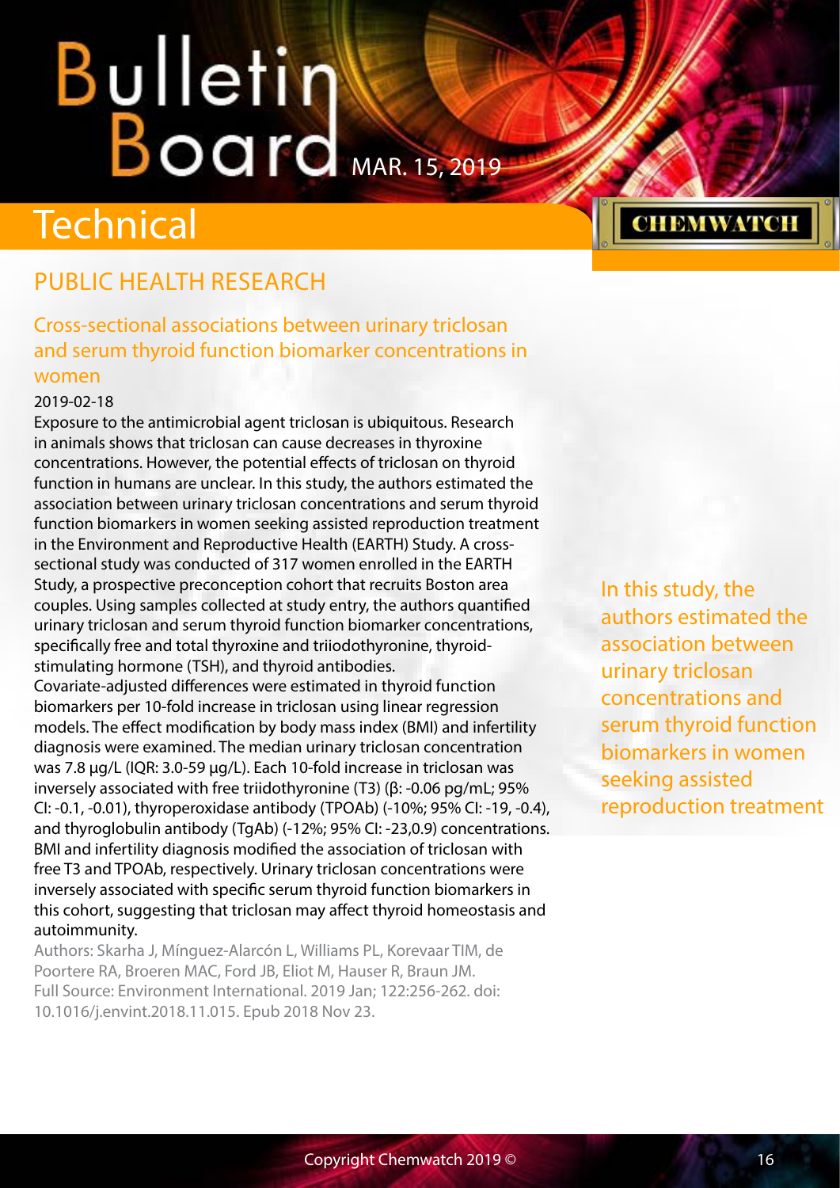# Technical

## PUBLIC HEALTH RESEARCH

### Cross-sectional associations between urinary triclosan and serum thyroid function biomarker concentrations in women

2019-02-18

Exposure to the antimicrobial agent triclosan is ubiquitous. Research in animals shows that triclosan can cause decreases in thyroxine concentrations. However, the potential effects of triclosan on thyroid function in humans are unclear. In this study, the authors estimated the association between urinary triclosan concentrations and serum thyroid function biomarkers in women seeking assisted reproduction treatment in the Environment and Reproductive Health (EARTH) Study. A cross-sectional study was conducted of 317 women enrolled in the EARTH Study, a prospective preconception cohort that recruits Boston area couples. Using samples collected at study entry, the authors quantified urinary triclosan and serum thyroid function biomarker concentrations, specifically free and total thyroxine and triiodothyronine, thyroid-stimulating hormone (TSH), and thyroid antibodies.

Covariate-adjusted differences were estimated in thyroid function biomarkers per 10-fold increase in triclosan using linear regression models. The effect modification by body mass index (BMI) and infertility diagnosis were examined. The median urinary triclosan concentration was 7.8 μg/L (IQR: 3.0-59 μg/L). Each 10-fold increase in triclosan was inversely associated with free triidothyronine (T3) (β: -0.06 pg/mL; 95% CI: -0.1, -0.01), thyroperoxidase antibody (TPOAb) (-10%; 95% CI: -19, -0.4), and thyroglobulin antibody (TgAb) (-12%; 95% CI: -23,0.9) concentrations. BMI and infertility diagnosis modified the association of triclosan with free T3 and TPOAb, respectively. Urinary triclosan concentrations were inversely associated with specific serum thyroid function biomarkers in this cohort, suggesting that triclosan may affect thyroid homeostasis and autoimmunity.

Authors: Skarha J, Mínguez-Alarcón L, Williams PL, Korevaar TIM, de Poortere RA, Broeren MAC, Ford JB, Eliot M, Hauser R, Braun JM.

Full Source: Environment International. 2019 Jan; 122:256-262. doi: 10.1016/j.envint.2018.11.015. Epub 2018 Nov 23.

In this study, the authors estimated the association between urinary triclosan concentrations and serum thyroid function biomarkers in women seeking assisted reproduction treatment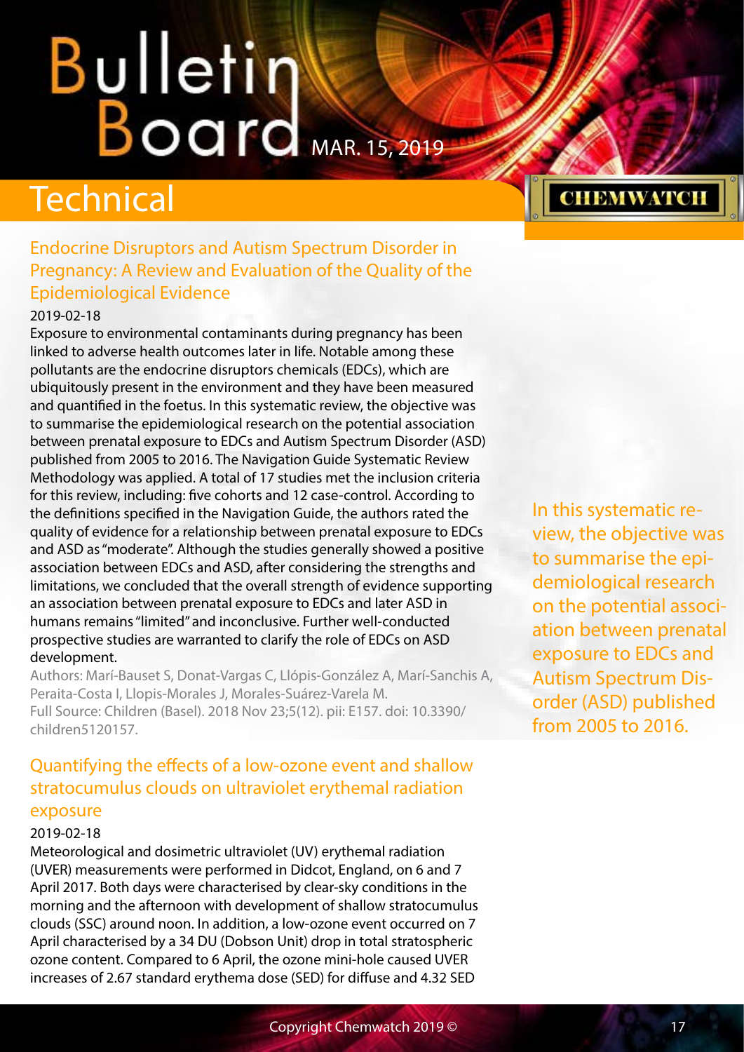## Technical

### Endocrine Disruptors and Autism Spectrum Disorder in Pregnancy: A Review and Evaluation of the Quality of the Epidemiological Evidence

2019-02-18

Exposure to environmental contaminants during pregnancy has been linked to adverse health outcomes later in life. Notable among these pollutants are the endocrine disruptors chemicals (EDCs), which are ubiquitously present in the environment and they have been measured and quantified in the foetus. In this systematic review, the objective was to summarise the epidemiological research on the potential association between prenatal exposure to EDCs and Autism Spectrum Disorder (ASD) published from 2005 to 2016. The Navigation Guide Systematic Review Methodology was applied. A total of 17 studies met the inclusion criteria for this review, including: five cohorts and 12 case-control. According to the definitions specified in the Navigation Guide, the authors rated the quality of evidence for a relationship between prenatal exposure to EDCs and ASD as "moderate". Although the studies generally showed a positive association between EDCs and ASD, after considering the strengths and limitations, we concluded that the overall strength of evidence supporting an association between prenatal exposure to EDCs and later ASD in humans remains "limited" and inconclusive. Further well-conducted prospective studies are warranted to clarify the role of EDCs on ASD development.

Authors: Marí-Bauset S, Donat-Vargas C, Llópis-González A, Marí-Sanchis A, Peraita-Costa I, Llopis-Morales J, Morales-Suárez-Varela M.

Full Source: Children (Basel). 2018 Nov 23;5(12). pii: E157. doi: 10.3390/children5120157.

In this systematic review, the objective was to summarise the epidemiological research on the potential association between prenatal exposure to EDCs and Autism Spectrum Disorder (ASD) published from 2005 to 2016.

### Quantifying the effects of a low-ozone event and shallow stratocumulus clouds on ultraviolet erythemal radiation exposure

2019-02-18

Meteorological and dosimetric ultraviolet (UV) erythemal radiation (UVER) measurements were performed in Didcot, England, on 6 and 7 April 2017. Both days were characterised by clear-sky conditions in the morning and the afternoon with development of shallow stratocumulus clouds (SSC) around noon. In addition, a low-ozone event occurred on 7 April characterised by a 34 DU (Dobson Unit) drop in total stratospheric ozone content. Compared to 6 April, the ozone mini-hole caused UVER increases of 2.67 standard erythema dose (SED) for diffuse and 4.32 SED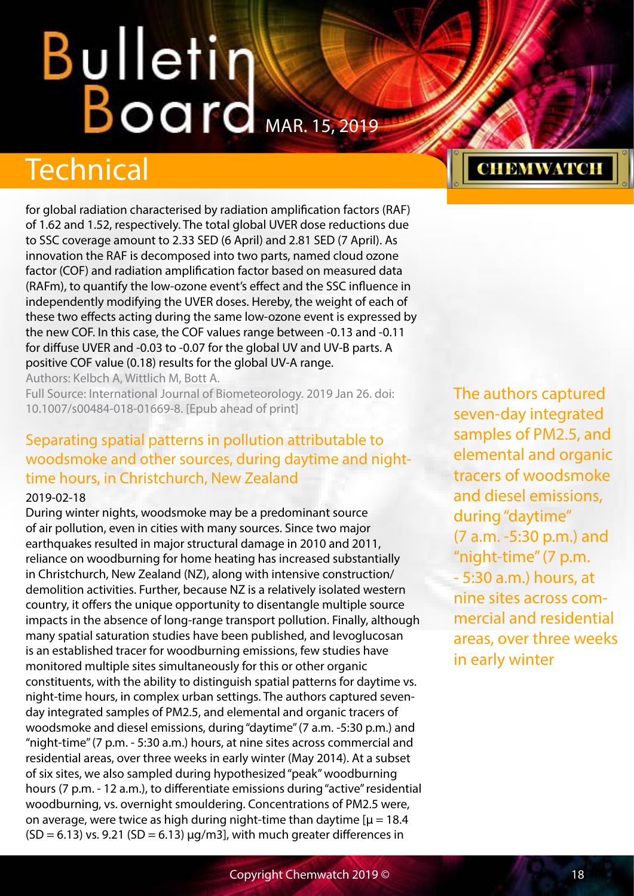for global radiation characterised by radiation amplification factors (RAF) of 1.62 and 1.52, respectively. The total global UVER dose reductions due to SSC coverage amount to 2.33 SED (6 April) and 2.81 SED (7 April). As innovation the RAF is decomposed into two parts, named cloud ozone factor (COF) and radiation amplification factor based on measured data (RAFm), to quantify the low-ozone event's effect and the SSC influence in independently modifying the UVER doses. Hereby, the weight of each of these two effects acting during the same low-ozone event is expressed by the new COF. In this case, the COF values range between -0.13 and -0.11 for diffuse UVER and -0.03 to -0.07 for the global UV and UV-B parts. A positive COF value (0.18) results for the global UV-A range.

Authors: Kelbch A, Wittlich M, Bott A.

Full Source: International Journal of Biometeorology. 2019 Jan 26. doi: 10.1007/s00484-018-01669-8. [Epub ahead of print]

## Separating spatial patterns in pollution attributable to woodsmoke and other sources, during daytime and night-time hours, in Christchurch, New Zealand

2019-02-18

During winter nights, woodsmoke may be a predominant source of air pollution, even in cities with many sources. Since two major earthquakes resulted in major structural damage in 2010 and 2011, reliance on woodburning for home heating has increased substantially in Christchurch, New Zealand (NZ), along with intensive construction/demolition activities. Further, because NZ is a relatively isolated western country, it offers the unique opportunity to disentangle multiple source impacts in the absence of long-range transport pollution. Finally, although many spatial saturation studies have been published, and levoglucosan is an established tracer for woodburning emissions, few studies have monitored multiple sites simultaneously for this or other organic constituents, with the ability to distinguish spatial patterns for daytime vs. night-time hours, in complex urban settings. The authors captured seven-day integrated samples of PM2.5, and elemental and organic tracers of woodsmoke and diesel emissions, during "daytime" (7 a.m. -5:30 p.m.) and "night-time" (7 p.m. - 5:30 a.m.) hours, at nine sites across commercial and residential areas, over three weeks in early winter (May 2014). At a subset of six sites, we also sampled during hypothesized "peak" woodburning hours (7 p.m. - 12 a.m.), to differentiate emissions during "active" residential woodburning, vs. overnight smouldering. Concentrations of PM2.5 were, on average, were twice as high during night-time than daytime [$\mu = 18.4$ (SD = 6.13) vs. 9.21 (SD = 6.13) µg/m3], with much greater differences in

The authors captured seven-day integrated samples of PM2.5, and elemental and organic tracers of woodsmoke and diesel emissions, during "daytime" (7 a.m. -5:30 p.m.) and "night-time" (7 p.m. - 5:30 a.m.) hours, at nine sites across commercial and residential areas, over three weeks in early winter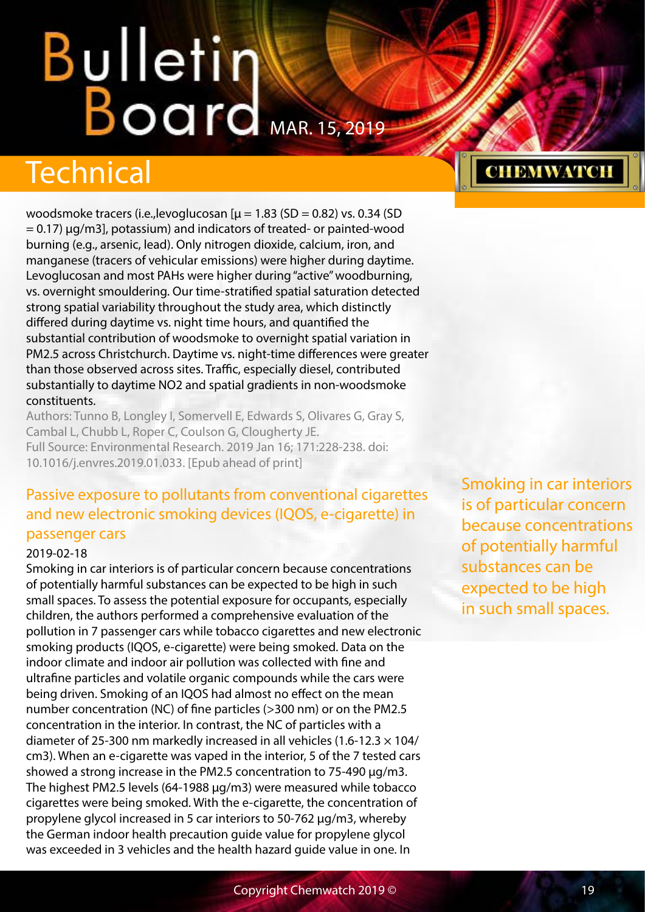woodsmoke tracers (i.e.,levoglucosan [$\mu$ = 1.83 (SD = 0.82) vs. 0.34 (SD = 0.17) μg/m3], potassium) and indicators of treated- or painted-wood burning (e.g., arsenic, lead). Only nitrogen dioxide, calcium, iron, and manganese (tracers of vehicular emissions) were higher during daytime. Levoglucosan and most PAHs were higher during "active" woodburning, vs. overnight smouldering. Our time-stratified spatial saturation detected strong spatial variability throughout the study area, which distinctly differed during daytime vs. night time hours, and quantified the substantial contribution of woodsmoke to overnight spatial variation in PM2.5 across Christchurch. Daytime vs. night-time differences were greater than those observed across sites. Traffic, especially diesel, contributed substantially to daytime NO2 and spatial gradients in non-woodsmoke constituents.

Authors: Tunno B, Longley I, Somervell E, Edwards S, Olivares G, Gray S, Cambal L, Chubb L, Roper C, Coulson G, Clougherty JE.
Full Source: Environmental Research. 2019 Jan 16; 171:228-238. doi: 10.1016/j.envres.2019.01.033. [Epub ahead of print]

## Passive exposure to pollutants from conventional cigarettes and new electronic smoking devices (IQOS, e-cigarette) in passenger cars

2019-02-18

Smoking in car interiors is of particular concern because concentrations of potentially harmful substances can be expected to be high in such small spaces. To assess the potential exposure for occupants, especially children, the authors performed a comprehensive evaluation of the pollution in 7 passenger cars while tobacco cigarettes and new electronic smoking products (IQOS, e-cigarette) were being smoked. Data on the indoor climate and indoor air pollution was collected with fine and ultrafine particles and volatile organic compounds while the cars were being driven. Smoking of an IQOS had almost no effect on the mean number concentration (NC) of fine particles (>300 nm) or on the PM2.5 concentration in the interior. In contrast, the NC of particles with a diameter of 25-300 nm markedly increased in all vehicles (1.6-12.3 × 104/cm3). When an e-cigarette was vaped in the interior, 5 of the 7 tested cars showed a strong increase in the PM2.5 concentration to 75-490 μg/m3. The highest PM2.5 levels (64-1988 μg/m3) were measured while tobacco cigarettes were being smoked. With the e-cigarette, the concentration of propylene glycol increased in 5 car interiors to 50-762 μg/m3, whereby the German indoor health precaution guide value for propylene glycol was exceeded in 3 vehicles and the health hazard guide value in one. In

Smoking in car interiors is of particular concern because concentrations of potentially harmful substances can be expected to be high in such small spaces.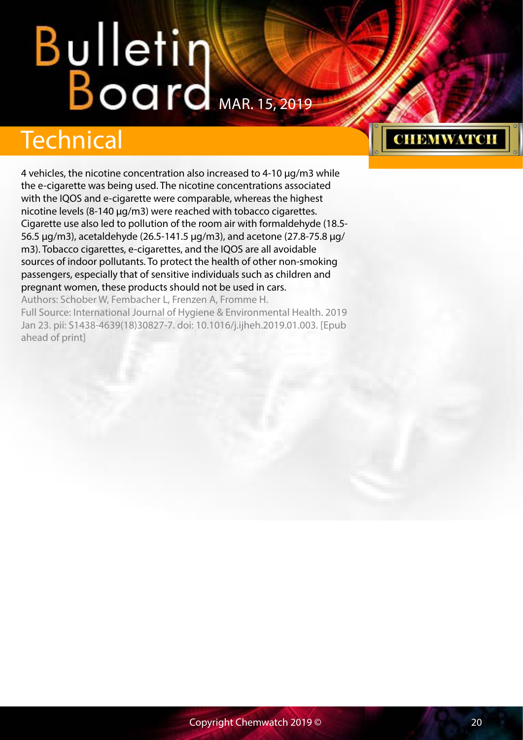4 vehicles, the nicotine concentration also increased to 4-10 µg/m3 while the e-cigarette was being used. The nicotine concentrations associated with the IQOS and e-cigarette were comparable, whereas the highest nicotine levels (8-140 µg/m3) were reached with tobacco cigarettes. Cigarette use also led to pollution of the room air with formaldehyde (18.5-56.5 µg/m3), acetaldehyde (26.5-141.5 µg/m3), and acetone (27.8-75.8 µg/m3). Tobacco cigarettes, e-cigarettes, and the IQOS are all avoidable sources of indoor pollutants. To protect the health of other non-smoking passengers, especially that of sensitive individuals such as children and pregnant women, these products should not be used in cars.

Authors: Schober W, Fembacher L, Frenzen A, Fromme H.

Full Source: International Journal of Hygiene & Environmental Health. 2019 Jan 23. pii: S1438-4639(18)30827-7. doi: 10.1016/j.ijheh.2019.01.003. [Epub ahead of print]